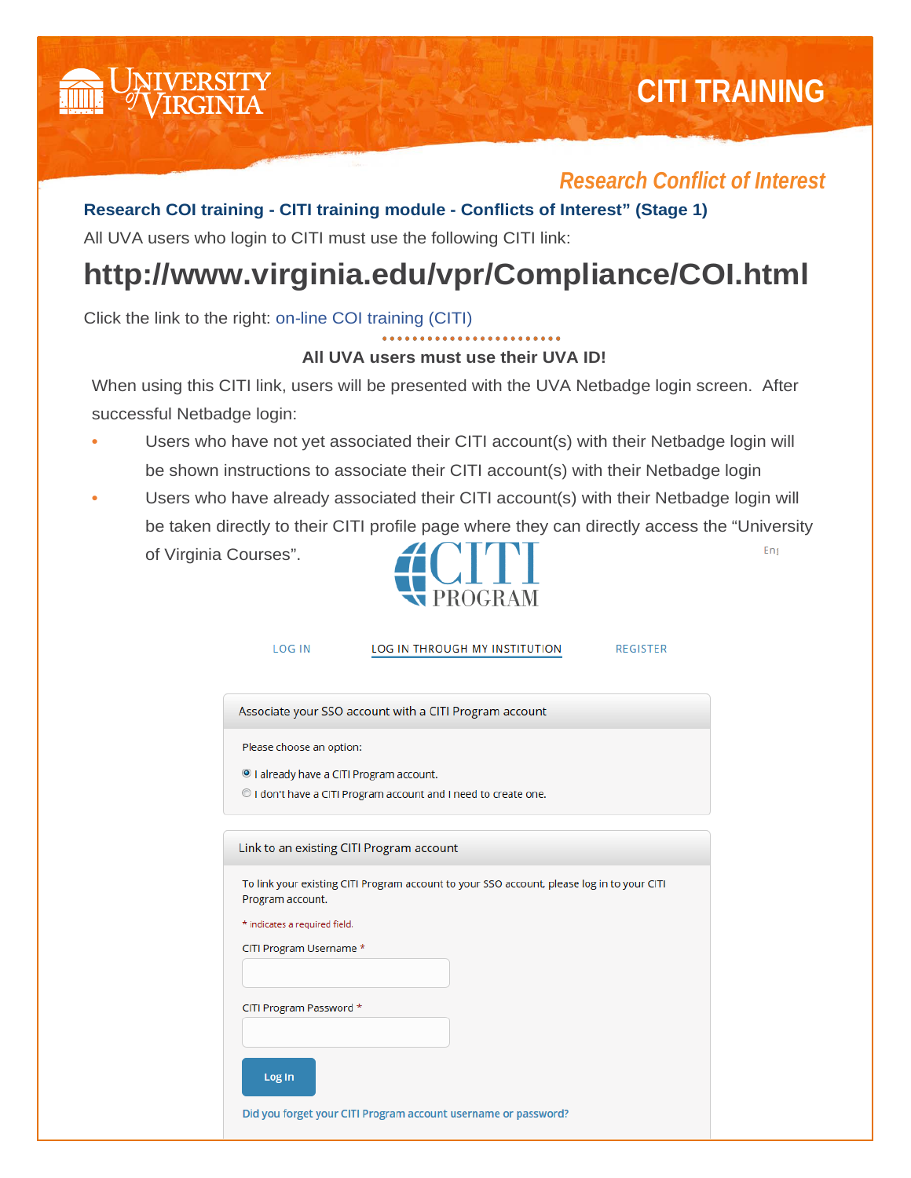# CITI TRAINING

## *Research Conflict of Interest*

**Research COI training - CITI training module - Conflicts of Interest" (Stage 1)**

All UVA users who login to CITI must use the following CITI link:

# http://www.virginia.edu/vpr/Compliance/COI.html

Click the link to the right: on-line COI training (CITI)

**All UVA users must use their UVA ID!**

When using this CITI link, users will be presented with the UVA Netbadge login screen. After successful Netbadge login:

- Users who have not yet associated their CITI account(s) with their Netbadge login will be shown instructions to associate their CITI account(s) with their Netbadge login
- Users who have already associated their CITI account(s) with their Netbadge login will be taken directly to their CITI profile page where they can directly access the "University of Virginia Courses".

CITI PROGRAM

LOG IN | LOG IN THROUGH MY INSTITUTION | REGISTER

**Associate your SSO account with a CITI Program account**

Please choose an option:

- I already have a CITI Program account.
- I don't have a CITI Program account and I need to create one.

**Link to an existing CITI Program account**

To link your existing CITI Program account to your SSO account, please log in to your CITI Program account.

\* indicates a required field.

CITI Program Username \*

CITI Program Password \*

Log In

Did you forget your CITI Program account username or password?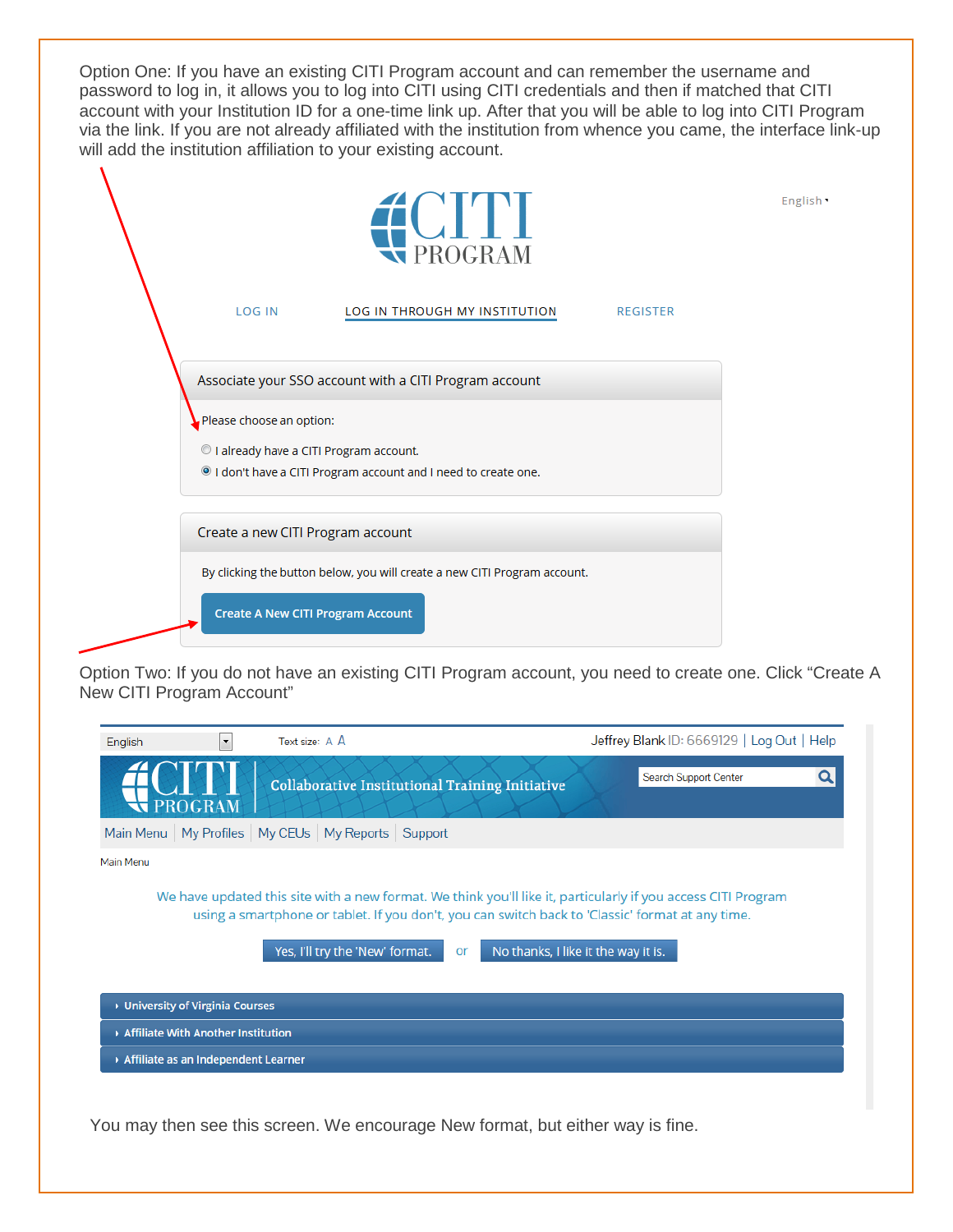Option One: If you have an existing CITI Program account and can remember the username and password to log in, it allows you to log into CITI using CITI credentials and then if matched that CITI account with your Institution ID for a one-time link up. After that you will be able to log into CITI Program via the link. If you are not already affiliated with the institution from whence you came, the interface link-up will add the institution affiliation to your existing account.

CITI PROGRAM

English

LOG IN    LOG IN THROUGH MY INSTITUTION    REGISTER

Associate your SSO account with a CITI Program account

Please choose an option:

- I already have a CITI Program account.
- I don't have a CITI Program account and I need to create one.

Create a new CITI Program account

By clicking the button below, you will create a new CITI Program account.

Create A New CITI Program Account

Option Two: If you do not have an existing CITI Program account, you need to create one. Click "Create A New CITI Program Account"

English    Text size: A A    Jeffrey Blank ID: 6669129 | Log Out | Help

CITI PROGRAM    Collaborative Institutional Training Initiative    Search Support Center

Main Menu | My Profiles | My CEUs | My Reports | Support

Main Menu

We have updated this site with a new format. We think you'll like it, particularly if you access CITI Program using a smartphone or tablet. If you don't, you can switch back to 'Classic' format at any time.

Yes, I'll try the 'New' format.    or    No thanks, I like it the way it is.

- University of Virginia Courses
- Affiliate With Another Institution
- Affiliate as an Independent Learner

You may then see this screen. We encourage New format, but either way is fine.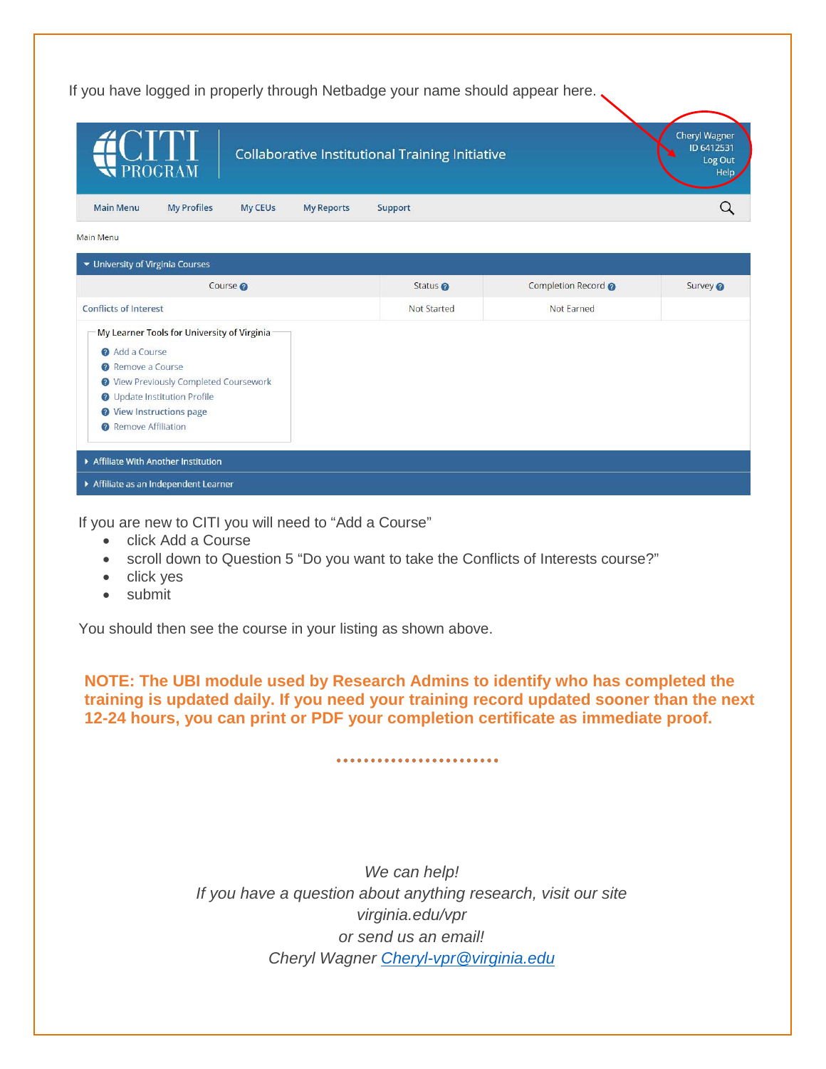If you have logged in properly through Netbadge your name should appear here.

CITI PROGRAM — Collaborative Institutional Training Initiative

Cheryl Wagner
ID 6412531
Log Out
Help

Main Menu | My Profiles | My CEUs | My Reports | Support

Main Menu

University of Virginia Courses

| Course | Status | Completion Record | Survey |
|---|---|---|---|
| Conflicts of Interest | Not Started | Not Earned | |

My Learner Tools for University of Virginia

- Add a Course
- Remove a Course
- View Previously Completed Coursework
- Update Institution Profile
- View Instructions page
- Remove Affiliation

Affiliate With Another Institution

Affiliate as an Independent Learner

If you are new to CITI you will need to "Add a Course"

- click Add a Course
- scroll down to Question 5 "Do you want to take the Conflicts of Interests course?"
- click yes
- submit

You should then see the course in your listing as shown above.

**NOTE: The UBI module used by Research Admins to identify who has completed the training is updated daily. If you need your training record updated sooner than the next 12-24 hours, you can print or PDF your completion certificate as immediate proof.**

*We can help!*
*If you have a question about anything research, visit our site*
*virginia.edu/vpr*
*or send us an email!*
*Cheryl Wagner [Cheryl-vpr@virginia.edu](mailto:Cheryl-vpr@virginia.edu)*